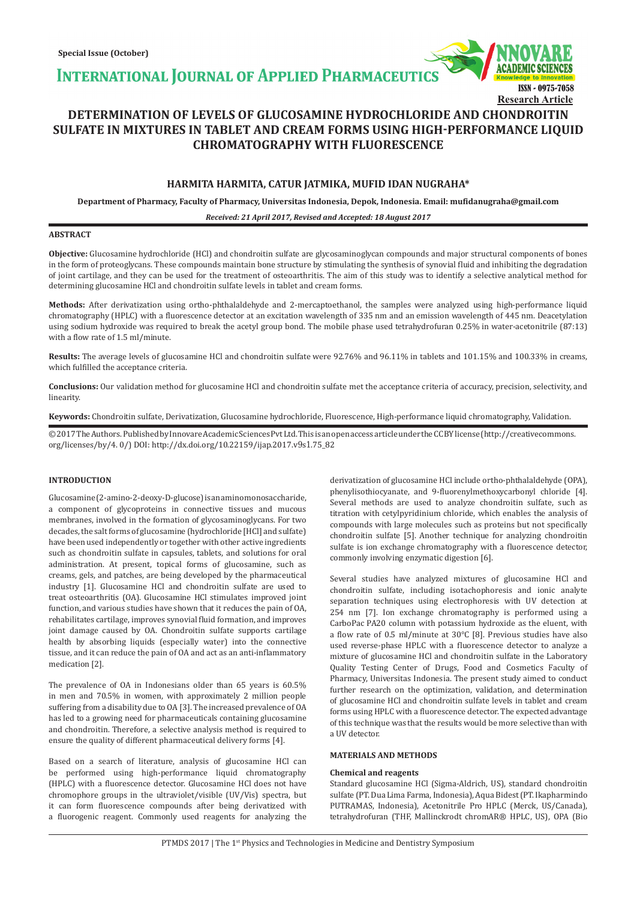# DETERMINATION OF LEVELS OF GLUCOSAMINE HYDROCHLORIDE AND CHONDROITIN SULFATE IN MIXTURES IN TABLET AND CREAM FORMS USING HIGH-PERFORMANCE LIQUID CHROMATOGRAPHY WITH FLUORESCENCE

**HARMITA HARMITA, CATUR JATMIKA, MUFID IDAN NUGRAHA***

**Department of Pharmacy, Faculty of Pharmacy, Universitas Indonesia, Depok, Indonesia. Email: mufidanugraha@gmail.com**

*Received: 21 April 2017, Revised and Accepted: 18 August 2017*

## ABSTRACT

**Objective:** Glucosamine hydrochloride (HCl) and chondroitin sulfate are glycosaminoglycan compounds and major structural components of bones in the form of proteoglycans. These compounds maintain bone structure by stimulating the synthesis of synovial fluid and inhibiting the degradation of joint cartilage, and they can be used for the treatment of osteoarthritis. The aim of this study was to identify a selective analytical method for determining glucosamine HCl and chondroitin sulfate levels in tablet and cream forms.

**Methods:** After derivatization using ortho-phthalaldehyde and 2-mercaptoethanol, the samples were analyzed using high-performance liquid chromatography (HPLC) with a fluorescence detector at an excitation wavelength of 335 nm and an emission wavelength of 445 nm. Deacetylation using sodium hydroxide was required to break the acetyl group bond. The mobile phase used tetrahydrofuran 0.25% in water-acetonitrile (87:13) with a flow rate of 1.5 ml/minute.

**Results:** The average levels of glucosamine HCl and chondroitin sulfate were 92.76% and 96.11% in tablets and 101.15% and 100.33% in creams, which fulfilled the acceptance criteria.

**Conclusions:** Our validation method for glucosamine HCl and chondroitin sulfate met the acceptance criteria of accuracy, precision, selectivity, and linearity.

**Keywords:** Chondroitin sulfate, Derivatization, Glucosamine hydrochloride, Fluorescence, High-performance liquid chromatography, Validation.

© 2017 The Authors. Published by Innovare Academic Sciences Pvt Ltd. This is an open access article under the CC BY license (http://creativecommons.org/licenses/by/4. 0/) DOI: http://dx.doi.org/10.22159/ijap.2017.v9s1.75_82

## INTRODUCTION

Glucosamine (2-amino-2-deoxy-D-glucose) is an aminomonosaccharide, a component of glycoproteins in connective tissues and mucous membranes, involved in the formation of glycosaminoglycans. For two decades, the salt forms of glucosamine (hydrochloride [HCl] and sulfate) have been used independently or together with other active ingredients such as chondroitin sulfate in capsules, tablets, and solutions for oral administration. At present, topical forms of glucosamine, such as creams, gels, and patches, are being developed by the pharmaceutical industry [1]. Glucosamine HCl and chondroitin sulfate are used to treat osteoarthritis (OA). Glucosamine HCl stimulates improved joint function, and various studies have shown that it reduces the pain of OA, rehabilitates cartilage, improves synovial fluid formation, and improves joint damage caused by OA. Chondroitin sulfate supports cartilage health by absorbing liquids (especially water) into the connective tissue, and it can reduce the pain of OA and act as an anti-inflammatory medication [2].

The prevalence of OA in Indonesians older than 65 years is 60.5% in men and 70.5% in women, with approximately 2 million people suffering from a disability due to OA [3]. The increased prevalence of OA has led to a growing need for pharmaceuticals containing glucosamine and chondroitin. Therefore, a selective analysis method is required to ensure the quality of different pharmaceutical delivery forms [4].

Based on a search of literature, analysis of glucosamine HCl can be performed using high-performance liquid chromatography (HPLC) with a fluorescence detector. Glucosamine HCl does not have chromophore groups in the ultraviolet/visible (UV/Vis) spectra, but it can form fluorescence compounds after being derivatized with a fluorogenic reagent. Commonly used reagents for analyzing the derivatization of glucosamine HCl include ortho-phthalaldehyde (OPA), phenylisothiocyanate, and 9-fluorenylmethoxycarbonyl chloride [4]. Several methods are used to analyze chondroitin sulfate, such as titration with cetylpyridinium chloride, which enables the analysis of compounds with large molecules such as proteins but not specifically chondroitin sulfate [5]. Another technique for analyzing chondroitin sulfate is ion exchange chromatography with a fluorescence detector, commonly involving enzymatic digestion [6].

Several studies have analyzed mixtures of glucosamine HCl and chondroitin sulfate, including isotachophoresis and ionic analyte separation techniques using electrophoresis with UV detection at 254 nm [7]. Ion exchange chromatography is performed using a CarboPac PA20 column with potassium hydroxide as the eluent, with a flow rate of 0.5 ml/minute at 30°C [8]. Previous studies have also used reverse-phase HPLC with a fluorescence detector to analyze a mixture of glucosamine HCl and chondroitin sulfate in the Laboratory Quality Testing Center of Drugs, Food and Cosmetics Faculty of Pharmacy, Universitas Indonesia. The present study aimed to conduct further research on the optimization, validation, and determination of glucosamine HCl and chondroitin sulfate levels in tablet and cream forms using HPLC with a fluorescence detector. The expected advantage of this technique was that the results would be more selective than with a UV detector.

## MATERIALS AND METHODS

### Chemical and reagents

Standard glucosamine HCl (Sigma-Aldrich, US), standard chondroitin sulfate (PT. Dua Lima Farma, Indonesia), Aqua Bidest (PT. Ikapharmindo PUTRAMAS, Indonesia), Acetonitrile Pro HPLC (Merck, US/Canada), tetrahydrofuran (THF, Mallinckrodt chromAR® HPLC, US), OPA (Bio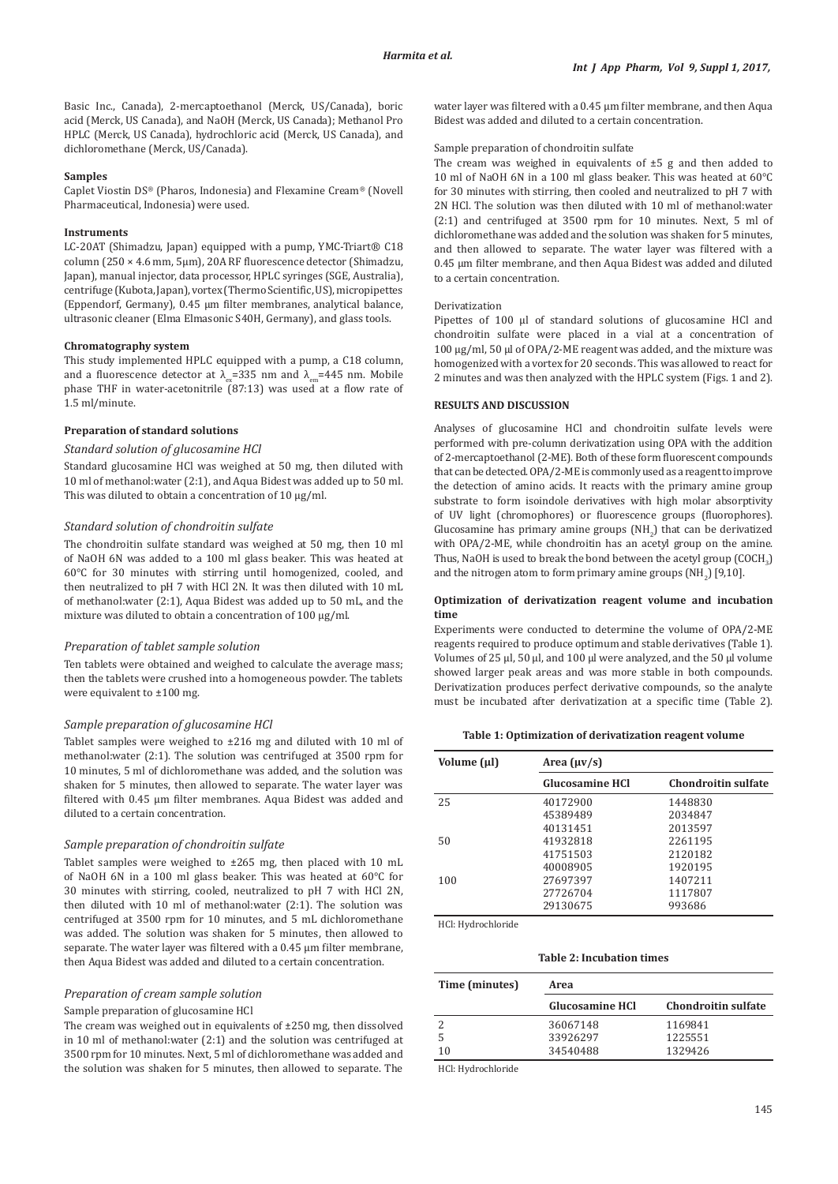Basic Inc., Canada), 2-mercaptoethanol (Merck, US/Canada), boric acid (Merck, US Canada), and NaOH (Merck, US Canada); Methanol Pro HPLC (Merck, US Canada), hydrochloric acid (Merck, US Canada), and dichloromethane (Merck, US/Canada).

**Samples**

Caplet Viostin DS® (Pharos, Indonesia) and Flexamine Cream® (Novell Pharmaceutical, Indonesia) were used.

**Instruments**

LC-20AT (Shimadzu, Japan) equipped with a pump, YMC-Triart® C18 column (250 × 4.6 mm, 5μm), 20A RF fluorescence detector (Shimadzu, Japan), manual injector, data processor, HPLC syringes (SGE, Australia), centrifuge (Kubota, Japan), vortex (Thermo Scientific, US), micropipettes (Eppendorf, Germany), 0.45 μm filter membranes, analytical balance, ultrasonic cleaner (Elma Elmasonic S40H, Germany), and glass tools.

**Chromatography system**

This study implemented HPLC equipped with a pump, a C18 column, and a fluorescence detector at $\lambda_{ex}$=335 nm and $\lambda_{em}$=445 nm. Mobile phase THF in water-acetonitrile (87:13) was used at a flow rate of 1.5 ml/minute.

**Preparation of standard solutions**

*Standard solution of glucosamine HCl*

Standard glucosamine HCl was weighed at 50 mg, then diluted with 10 ml of methanol:water (2:1), and Aqua Bidest was added up to 50 ml. This was diluted to obtain a concentration of 10 μg/ml.

*Standard solution of chondroitin sulfate*

The chondroitin sulfate standard was weighed at 50 mg, then 10 ml of NaOH 6N was added to a 100 ml glass beaker. This was heated at 60°C for 30 minutes with stirring until homogenized, cooled, and then neutralized to pH 7 with HCl 2N. It was then diluted with 10 mL of methanol:water (2:1), Aqua Bidest was added up to 50 mL, and the mixture was diluted to obtain a concentration of 100 μg/ml.

*Preparation of tablet sample solution*

Ten tablets were obtained and weighed to calculate the average mass; then the tablets were crushed into a homogeneous powder. The tablets were equivalent to ±100 mg.

*Sample preparation of glucosamine HCl*

Tablet samples were weighed to ±216 mg and diluted with 10 ml of methanol:water (2:1). The solution was centrifuged at 3500 rpm for 10 minutes, 5 ml of dichloromethane was added, and the solution was shaken for 5 minutes, then allowed to separate. The water layer was filtered with 0.45 μm filter membranes. Aqua Bidest was added and diluted to a certain concentration.

*Sample preparation of chondroitin sulfate*

Tablet samples were weighed to ±265 mg, then placed with 10 mL of NaOH 6N in a 100 ml glass beaker. This was heated at 60°C for 30 minutes with stirring, cooled, neutralized to pH 7 with HCl 2N, then diluted with 10 ml of methanol:water (2:1). The solution was centrifuged at 3500 rpm for 10 minutes, and 5 mL dichloromethane was added. The solution was shaken for 5 minutes, then allowed to separate. The water layer was filtered with a 0.45 μm filter membrane, then Aqua Bidest was added and diluted to a certain concentration.

*Preparation of cream sample solution*

Sample preparation of glucosamine HCl

The cream was weighed out in equivalents of ±250 mg, then dissolved in 10 ml of methanol:water (2:1) and the solution was centrifuged at 3500 rpm for 10 minutes. Next, 5 ml of dichloromethane was added and the solution was shaken for 5 minutes, then allowed to separate. The water layer was filtered with a 0.45 μm filter membrane, and then Aqua Bidest was added and diluted to a certain concentration.

Sample preparation of chondroitin sulfate

The cream was weighed in equivalents of ±5 g and then added to 10 ml of NaOH 6N in a 100 ml glass beaker. This was heated at 60°C for 30 minutes with stirring, then cooled and neutralized to pH 7 with 2N HCl. The solution was then diluted with 10 ml of methanol:water (2:1) and centrifuged at 3500 rpm for 10 minutes. Next, 5 ml of dichloromethane was added and the solution was shaken for 5 minutes, and then allowed to separate. The water layer was filtered with a 0.45 μm filter membrane, and then Aqua Bidest was added and diluted to a certain concentration.

Derivatization

Pipettes of 100 μl of standard solutions of glucosamine HCl and chondroitin sulfate were placed in a vial at a concentration of 100 μg/ml, 50 μl of OPA/2-ME reagent was added, and the mixture was homogenized with a vortex for 20 seconds. This was allowed to react for 2 minutes and was then analyzed with the HPLC system (Figs. 1 and 2).

**RESULTS AND DISCUSSION**

Analyses of glucosamine HCl and chondroitin sulfate levels were performed with pre-column derivatization using OPA with the addition of 2-mercaptoethanol (2-ME). Both of these form fluorescent compounds that can be detected. OPA/2-ME is commonly used as a reagent to improve the detection of amino acids. It reacts with the primary amine group substrate to form isoindole derivatives with high molar absorptivity of UV light (chromophores) or fluorescence groups (fluorophores). Glucosamine has primary amine groups ($NH_2$) that can be derivatized with OPA/2-ME, while chondroitin has an acetyl group on the amine. Thus, NaOH is used to break the bond between the acetyl group ($COCH_3$) and the nitrogen atom to form primary amine groups ($NH_2$) [9,10].

**Optimization of derivatization reagent volume and incubation time**

Experiments were conducted to determine the volume of OPA/2-ME reagents required to produce optimum and stable derivatives (Table 1). Volumes of 25 μl, 50 μl, and 100 μl were analyzed, and the 50 μl volume showed larger peak areas and was more stable in both compounds. Derivatization produces perfect derivative compounds, so the analyte must be incubated after derivatization at a specific time (Table 2).

**Table 1: Optimization of derivatization reagent volume**

| Volume (μl) | Area (μv/s) | |
|---|---|---|
| | Glucosamine HCl | Chondroitin sulfate |
| 25 | 40172900 | 1448830 |
| | 45389489 | 2034847 |
| | 40131451 | 2013597 |
| 50 | 41932818 | 2261195 |
| | 41751503 | 2120182 |
| | 40008905 | 1920195 |
| 100 | 27697397 | 1407211 |
| | 27726704 | 1117807 |
| | 29130675 | 993686 |

HCl: Hydrochloride

**Table 2: Incubation times**

| Time (minutes) | Area | |
|---|---|---|
| | Glucosamine HCl | Chondroitin sulfate |
| 2 | 36067148 | 1169841 |
| 5 | 33926297 | 1225551 |
| 10 | 34540488 | 1329426 |

HCl: Hydrochloride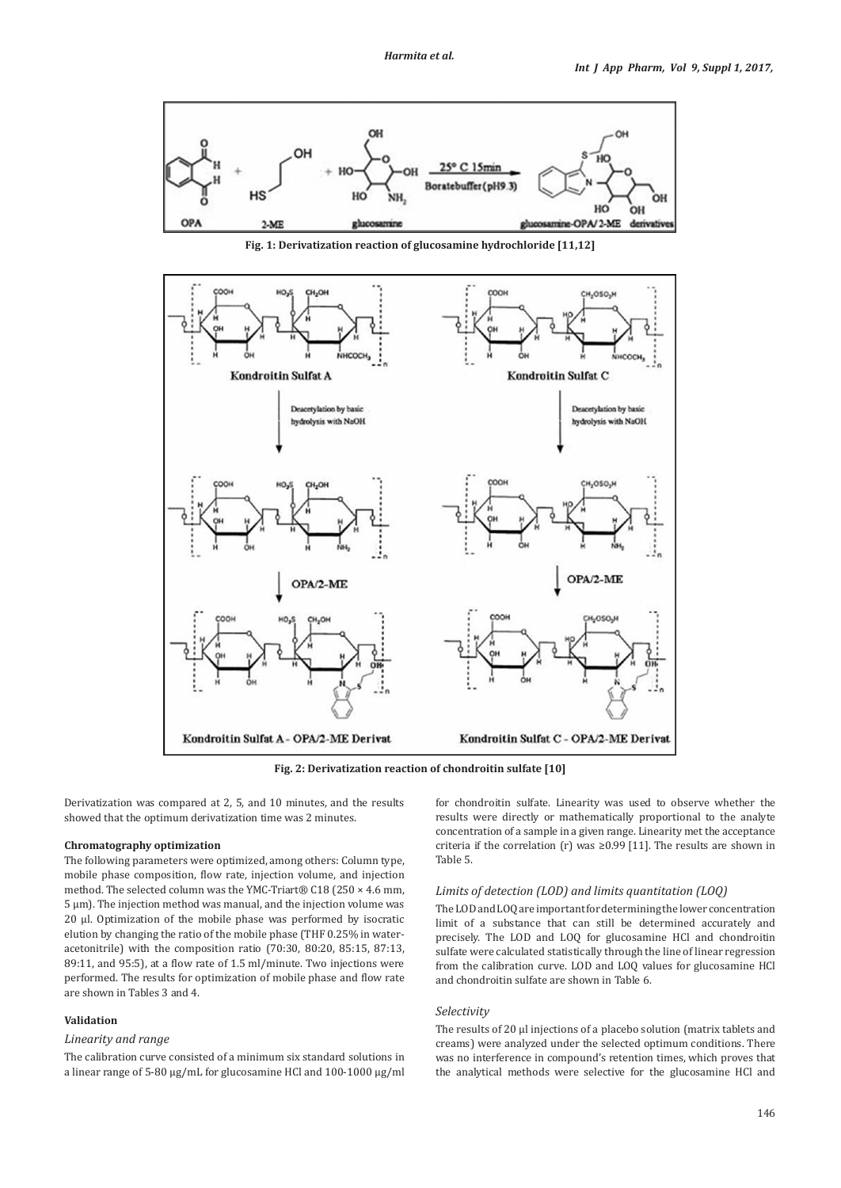Fig. 1: Derivatization reaction of glucosamine hydrochloride [11,12]

Fig. 2: Derivatization reaction of chondroitin sulfate [10]

Derivatization was compared at 2, 5, and 10 minutes, and the results showed that the optimum derivatization time was 2 minutes.

#### Chromatography optimization

The following parameters were optimized, among others: Column type, mobile phase composition, flow rate, injection volume, and injection method. The selected column was the YMC-Triart® C18 (250 × 4.6 mm, 5 µm). The injection method was manual, and the injection volume was 20 µl. Optimization of the mobile phase was performed by isocratic elution by changing the ratio of the mobile phase (THF 0.25% in water-acetonitrile) with the composition ratio (70:30, 80:20, 85:15, 87:13, 89:11, and 95:5), at a flow rate of 1.5 ml/minute. Two injections were performed. The results for optimization of mobile phase and flow rate are shown in Tables 3 and 4.

#### Validation

##### *Linearity and range*

The calibration curve consisted of a minimum six standard solutions in a linear range of 5-80 µg/mL for glucosamine HCl and 100-1000 µg/ml for chondroitin sulfate. Linearity was used to observe whether the results were directly or mathematically proportional to the analyte concentration of a sample in a given range. Linearity met the acceptance criteria if the correlation (r) was ≥0.99 [11]. The results are shown in Table 5.

##### *Limits of detection (LOD) and limits quantitation (LOQ)*

The LOD and LOQ are important for determining the lower concentration limit of a substance that can still be determined accurately and precisely. The LOD and LOQ for glucosamine HCl and chondroitin sulfate were calculated statistically through the line of linear regression from the calibration curve. LOD and LOQ values for glucosamine HCl and chondroitin sulfate are shown in Table 6.

##### *Selectivity*

The results of 20 µl injections of a placebo solution (matrix tablets and creams) were analyzed under the selected optimum conditions. There was no interference in compound's retention times, which proves that the analytical methods were selective for the glucosamine HCl and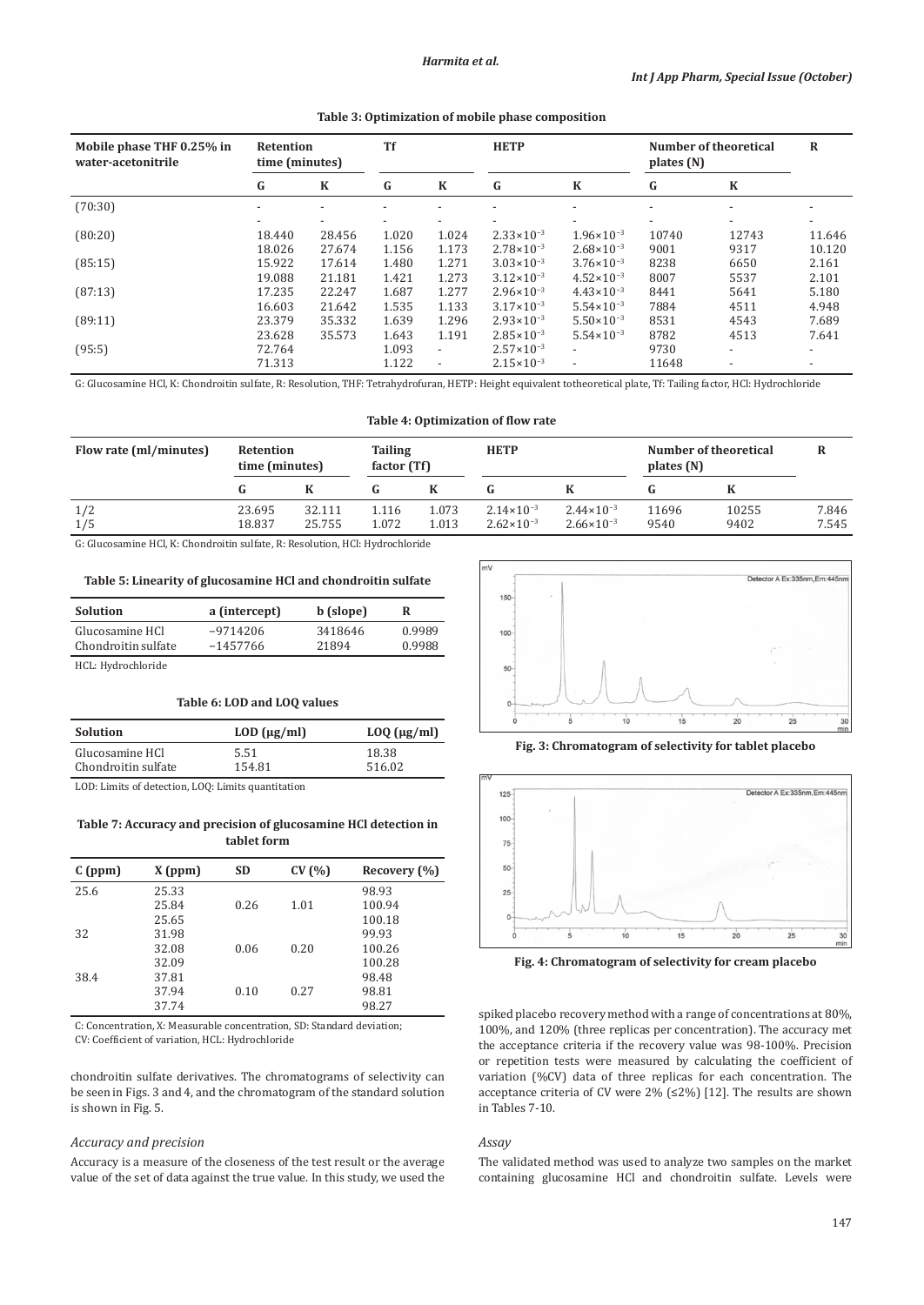**Table 3: Optimization of mobile phase composition**

| Mobile phase THF 0.25% in water-acetonitrile | Retention time (minutes) | | Tf | | HETP | | Number of theoretical plates (N) | | R |
|---|---|---|---|---|---|---|---|---|---|
| | G | K | G | K | G | K | G | K | |
| (70:30) | - | - | - | - | - | - | - | - | - |
| | - | - | - | - | - | - | - | - | - |
| (80:20) | 18.440 | 28.456 | 1.020 | 1.024 | $2.33\times10^{-3}$ | $1.96\times10^{-3}$ | 10740 | 12743 | 11.646 |
| | 18.026 | 27.674 | 1.156 | 1.173 | $2.78\times10^{-3}$ | $2.68\times10^{-3}$ | 9001 | 9317 | 10.120 |
| (85:15) | 15.922 | 17.614 | 1.480 | 1.271 | $3.03\times10^{-3}$ | $3.76\times10^{-3}$ | 8238 | 6650 | 2.161 |
| | 19.088 | 21.181 | 1.421 | 1.273 | $3.12\times10^{-3}$ | $4.52\times10^{-3}$ | 8007 | 5537 | 2.101 |
| (87:13) | 17.235 | 22.247 | 1.687 | 1.277 | $2.96\times10^{-3}$ | $4.43\times10^{-3}$ | 8441 | 5641 | 5.180 |
| | 16.603 | 21.642 | 1.535 | 1.133 | $3.17\times10^{-3}$ | $5.54\times10^{-3}$ | 7884 | 4511 | 4.948 |
| (89:11) | 23.379 | 35.332 | 1.639 | 1.296 | $2.93\times10^{-3}$ | $5.50\times10^{-3}$ | 8531 | 4543 | 7.689 |
| | 23.628 | 35.573 | 1.643 | 1.191 | $2.85\times10^{-3}$ | $5.54\times10^{-3}$ | 8782 | 4513 | 7.641 |
| (95:5) | 72.764 | | 1.093 | - | $2.57\times10^{-3}$ | - | 9730 | - | - |
| | 71.313 | | 1.122 | - | $2.15\times10^{-3}$ | - | 11648 | - | - |

G: Glucosamine HCl, K: Chondroitin sulfate, R: Resolution, THF: Tetrahydrofuran, HETP: Height equivalent totheoretical plate, Tf: Tailing factor, HCl: Hydrochloride

**Table 4: Optimization of flow rate**

| Flow rate (ml/minutes) | Retention time (minutes) | | Tailing factor (Tf) | | HETP | | Number of theoretical plates (N) | | R |
|---|---|---|---|---|---|---|---|---|---|
| | G | K | G | K | G | K | G | K | |
| 1/2 | 23.695 | 32.111 | 1.116 | 1.073 | $2.14\times10^{-3}$ | $2.44\times10^{-3}$ | 11696 | 10255 | 7.846 |
| 1/5 | 18.837 | 25.755 | 1.072 | 1.013 | $2.62\times10^{-3}$ | $2.66\times10^{-3}$ | 9540 | 9402 | 7.545 |

G: Glucosamine HCl, K: Chondroitin sulfate, R: Resolution, HCl: Hydrochloride

**Table 5: Linearity of glucosamine HCl and chondroitin sulfate**

| Solution | a (intercept) | b (slope) | R |
|---|---|---|---|
| Glucosamine HCl | −9714206 | 3418646 | 0.9989 |
| Chondroitin sulfate | −1457766 | 21894 | 0.9988 |

HCL: Hydrochloride

**Table 6: LOD and LOQ values**

| Solution | LOD (μg/ml) | LOQ (μg/ml) |
|---|---|---|
| Glucosamine HCl | 5.51 | 18.38 |
| Chondroitin sulfate | 154.81 | 516.02 |

LOD: Limits of detection, LOQ: Limits quantitation

**Table 7: Accuracy and precision of glucosamine HCl detection in tablet form**

| C (ppm) | X (ppm) | SD | CV (%) | Recovery (%) |
|---|---|---|---|---|
| 25.6 | 25.33 | | | 98.93 |
| | 25.84 | 0.26 | 1.01 | 100.94 |
| | 25.65 | | | 100.18 |
| 32 | 31.98 | | | 99.93 |
| | 32.08 | 0.06 | 0.20 | 100.26 |
| | 32.09 | | | 100.28 |
| 38.4 | 37.81 | | | 98.48 |
| | 37.94 | 0.10 | 0.27 | 98.81 |
| | 37.74 | | | 98.27 |

C: Concentration, X: Measurable concentration, SD: Standard deviation; CV: Coefficient of variation, HCL: Hydrochloride

chondroitin sulfate derivatives. The chromatograms of selectivity can be seen in Figs. 3 and 4, and the chromatogram of the standard solution is shown in Fig. 5.

Fig. 3: Chromatogram of selectivity for tablet placebo

Fig. 4: Chromatogram of selectivity for cream placebo

### *Accuracy and precision*

Accuracy is a measure of the closeness of the test result or the average value of the set of data against the true value. In this study, we used the spiked placebo recovery method with a range of concentrations at 80%, 100%, and 120% (three replicas per concentration). The accuracy met the acceptance criteria if the recovery value was 98-100%. Precision or repetition tests were measured by calculating the coefficient of variation (%CV) data of three replicas for each concentration. The acceptance criteria of CV were 2% (≤2%) [12]. The results are shown in Tables 7-10.

### *Assay*

The validated method was used to analyze two samples on the market containing glucosamine HCl and chondroitin sulfate. Levels were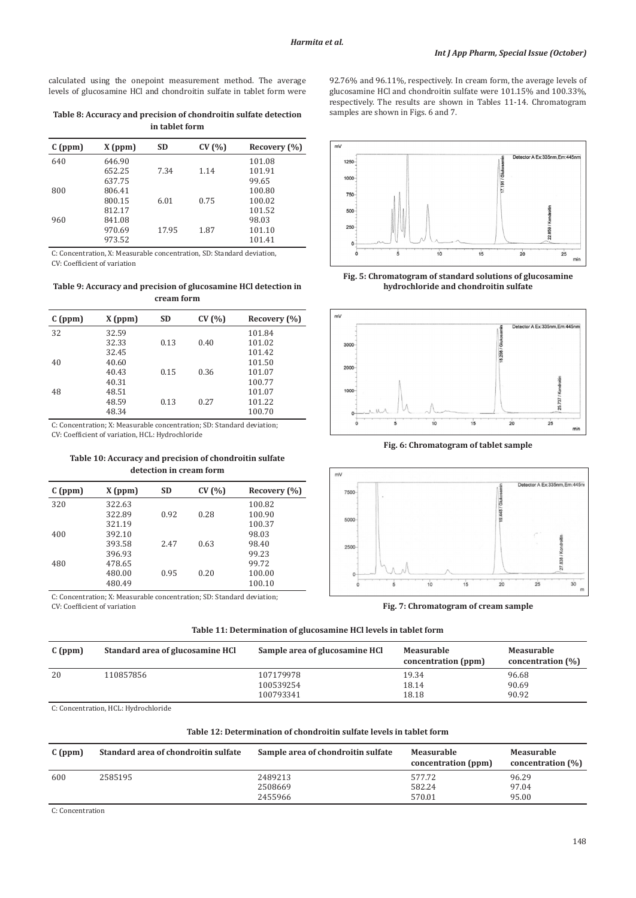calculated using the onepoint measurement method. The average levels of glucosamine HCl and chondroitin sulfate in tablet form were 92.76% and 96.11%, respectively. In cream form, the average levels of glucosamine HCl and chondroitin sulfate were 101.15% and 100.33%, respectively. The results are shown in Tables 11-14. Chromatogram samples are shown in Figs. 6 and 7.

**Table 8: Accuracy and precision of chondroitin sulfate detection in tablet form**

| C (ppm) | X (ppm) | SD | CV (%) | Recovery (%) |
|---|---|---|---|---|
| 640 | 646.90 | | | 101.08 |
| | 652.25 | 7.34 | 1.14 | 101.91 |
| | 637.75 | | | 99.65 |
| 800 | 806.41 | | | 100.80 |
| | 800.15 | 6.01 | 0.75 | 100.02 |
| | 812.17 | | | 101.52 |
| 960 | 841.08 | | | 98.03 |
| | 970.69 | 17.95 | 1.87 | 101.10 |
| | 973.52 | | | 101.41 |

C: Concentration, X: Measurable concentration, SD: Standard deviation, CV: Coefficient of variation

**Table 9: Accuracy and precision of glucosamine HCl detection in cream form**

| C (ppm) | X (ppm) | SD | CV (%) | Recovery (%) |
|---|---|---|---|---|
| 32 | 32.59 | | | 101.84 |
| | 32.33 | 0.13 | 0.40 | 101.02 |
| | 32.45 | | | 101.42 |
| 40 | 40.60 | | | 101.50 |
| | 40.43 | 0.15 | 0.36 | 101.07 |
| | 40.31 | | | 100.77 |
| 48 | 48.51 | | | 101.07 |
| | 48.59 | 0.13 | 0.27 | 101.22 |
| | 48.34 | | | 100.70 |

C: Concentration; X: Measurable concentration; SD: Standard deviation; CV: Coefficient of variation, HCL: Hydrochloride

**Table 10: Accuracy and precision of chondroitin sulfate detection in cream form**

| C (ppm) | X (ppm) | SD | CV (%) | Recovery (%) |
|---|---|---|---|---|
| 320 | 322.63 | | | 100.82 |
| | 322.89 | 0.92 | 0.28 | 100.90 |
| | 321.19 | | | 100.37 |
| 400 | 392.10 | | | 98.03 |
| | 393.58 | 2.47 | 0.63 | 98.40 |
| | 396.93 | | | 99.23 |
| 480 | 478.65 | | | 99.72 |
| | 480.00 | 0.95 | 0.20 | 100.00 |
| | 480.49 | | | 100.10 |

C: Concentration; X: Measurable concentration; SD: Standard deviation; CV: Coefficient of variation

**Fig. 5: Chromatogram of standard solutions of glucosamine hydrochloride and chondroitin sulfate**

**Fig. 6: Chromatogram of tablet sample**

**Fig. 7: Chromatogram of cream sample**

**Table 11: Determination of glucosamine HCl levels in tablet form**

| C (ppm) | Standard area of glucosamine HCl | Sample area of glucosamine HCl | Measurable concentration (ppm) | Measurable concentration (%) |
|---|---|---|---|---|
| 20 | 110857856 | 107179978 | 19.34 | 96.68 |
| | | 100539254 | 18.14 | 90.69 |
| | | 100793341 | 18.18 | 90.92 |

C: Concentration, HCL: Hydrochloride

**Table 12: Determination of chondroitin sulfate levels in tablet form**

| C (ppm) | Standard area of chondroitin sulfate | Sample area of chondroitin sulfate | Measurable concentration (ppm) | Measurable concentration (%) |
|---|---|---|---|---|
| 600 | 2585195 | 2489213 | 577.72 | 96.29 |
| | | 2508669 | 582.24 | 97.04 |
| | | 2455966 | 570.01 | 95.00 |

C: Concentration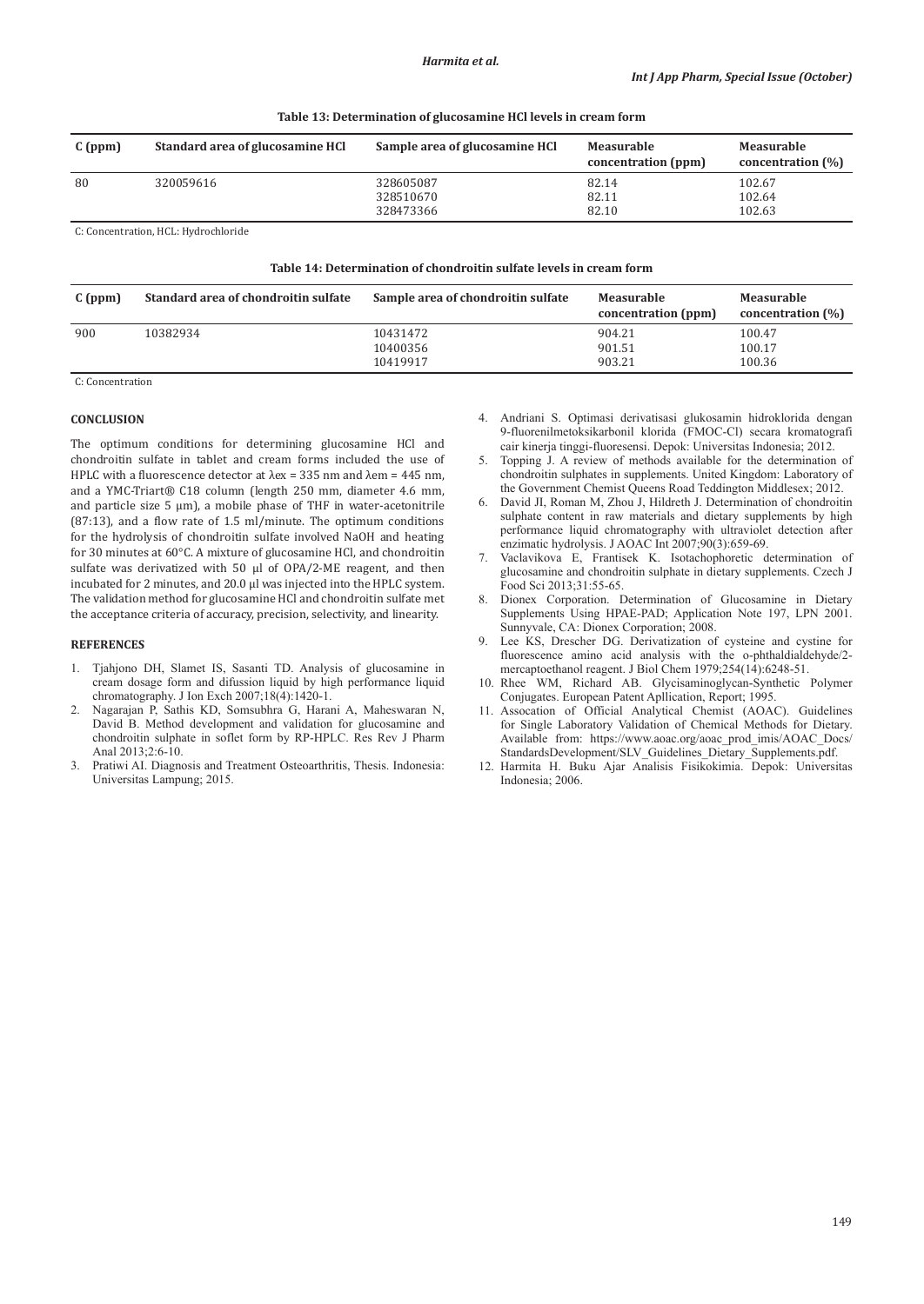**Table 13: Determination of glucosamine HCl levels in cream form**

| C (ppm) | Standard area of glucosamine HCl | Sample area of glucosamine HCl | Measurable concentration (ppm) | Measurable concentration (%) |
|---|---|---|---|---|
| 80 | 320059616 | 328605087 | 82.14 | 102.67 |
| | | 328510670 | 82.11 | 102.64 |
| | | 328473366 | 82.10 | 102.63 |

C: Concentration, HCL: Hydrochloride

**Table 14: Determination of chondroitin sulfate levels in cream form**

| C (ppm) | Standard area of chondroitin sulfate | Sample area of chondroitin sulfate | Measurable concentration (ppm) | Measurable concentration (%) |
|---|---|---|---|---|
| 900 | 10382934 | 10431472 | 904.21 | 100.47 |
| | | 10400356 | 901.51 | 100.17 |
| | | 10419917 | 903.21 | 100.36 |

C: Concentration

## CONCLUSION

The optimum conditions for determining glucosamine HCl and chondroitin sulfate in tablet and cream forms included the use of HPLC with a fluorescence detector at λex = 335 nm and λem = 445 nm, and a YMC-Triart® C18 column (length 250 mm, diameter 4.6 mm, and particle size 5 μm), a mobile phase of THF in water-acetonitrile (87:13), and a flow rate of 1.5 ml/minute. The optimum conditions for the hydrolysis of chondroitin sulfate involved NaOH and heating for 30 minutes at 60°C. A mixture of glucosamine HCl, and chondroitin sulfate was derivatized with 50 μl of OPA/2-ME reagent, and then incubated for 2 minutes, and 20.0 μl was injected into the HPLC system. The validation method for glucosamine HCl and chondroitin sulfate met the acceptance criteria of accuracy, precision, selectivity, and linearity.

## REFERENCES

1. Tjahjono DH, Slamet IS, Sasanti TD. Analysis of glucosamine in cream dosage form and difussion liquid by high performance liquid chromatography. J Ion Exch 2007;18(4):1420-1.
2. Nagarajan P, Sathis KD, Somsubhra G, Harani A, Maheswaran N, David B. Method development and validation for glucosamine and chondroitin sulphate in soflet form by RP-HPLC. Res Rev J Pharm Anal 2013;2:6-10.
3. Pratiwi AI. Diagnosis and Treatment Osteoarthritis, Thesis. Indonesia: Universitas Lampung; 2015.
4. Andriani S. Optimasi derivatisasi glukosamin hidroklorida dengan 9-fluorenilmetoksikarbonil klorida (FMOC-Cl) secara kromatografi cair kinerja tinggi-fluoresensi. Depok: Universitas Indonesia; 2012.
5. Topping J. A review of methods available for the determination of chondroitin sulphates in supplements. United Kingdom: Laboratory of the Government Chemist Queens Road Teddington Middlesex; 2012.
6. David JI, Roman M, Zhou J, Hildreth J. Determination of chondroitin sulphate content in raw materials and dietary supplements by high performance liquid chromatography with ultraviolet detection after enzimatic hydrolysis. J AOAC Int 2007;90(3):659-69.
7. Vaclavikova E, Frantisek K. Isotachophoretic determination of glucosamine and chondroitin sulphate in dietary supplements. Czech J Food Sci 2013;31:55-65.
8. Dionex Corporation. Determination of Glucosamine in Dietary Supplements Using HPAE-PAD; Application Note 197, LPN 2001. Sunnyvale, CA: Dionex Corporation; 2008.
9. Lee KS, Drescher DG. Derivatization of cysteine and cystine for fluorescence amino acid analysis with the o-phthaldialdehyde/2-mercaptoethanol reagent. J Biol Chem 1979;254(14):6248-51.
10. Rhee WM, Richard AB. Glycisaminoglycan-Synthetic Polymer Conjugates. European Patent Apllication, Report; 1995.
11. Assocation of Official Analytical Chemist (AOAC). Guidelines for Single Laboratory Validation of Chemical Methods for Dietary. Available from: https://www.aoac.org/aoac_prod_imis/AOAC_Docs/StandardsDevelopment/SLV_Guidelines_Dietary_Supplements.pdf.
12. Harmita H. Buku Ajar Analisis Fisikokimia. Depok: Universitas Indonesia; 2006.